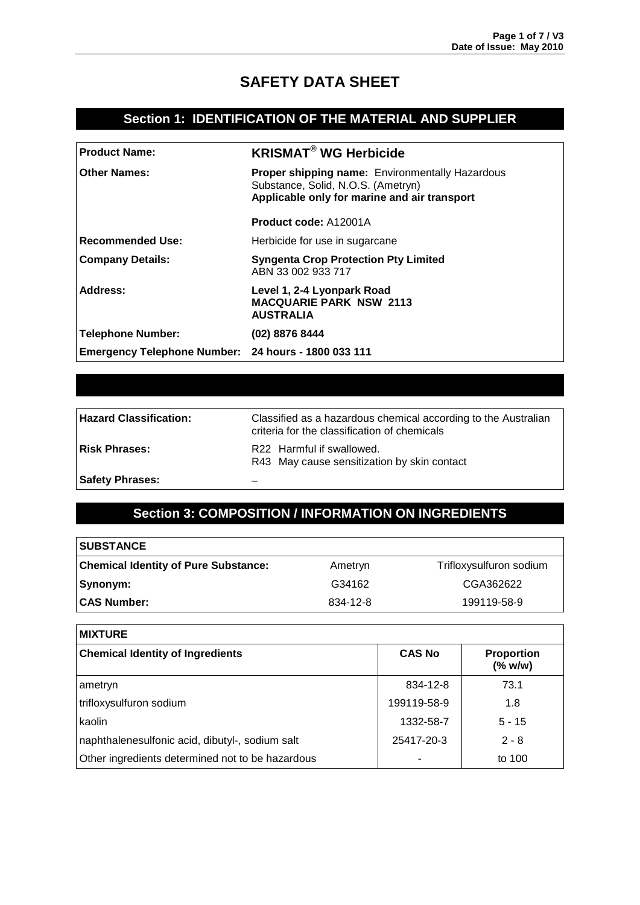# SAFETY DATA SHEET

## Section 1: IDENTIFICATION OF THE MATERIAL AND SUPPLIER

| | |
|---|---|
| **Product Name:** | **KRISMAT® WG Herbicide** |
| **Other Names:** | **Proper shipping name:** Environmentally Hazardous Substance, Solid, N.O.S. (Ametryn)<br>**Applicable only for marine and air transport**<br><br>**Product code:** A12001A |
| **Recommended Use:** | Herbicide for use in sugarcane |
| **Company Details:** | **Syngenta Crop Protection Pty Limited**<br>ABN 33 002 933 717 |
| **Address:** | **Level 1, 2-4 Lyonpark Road**<br>**MACQUARIE PARK NSW 2113**<br>**AUSTRALIA** |
| **Telephone Number:** | **(02) 8876 8444** |
| **Emergency Telephone Number:** | **24 hours - 1800 033 111** |

| | |
|---|---|
| **Hazard Classification:** | Classified as a hazardous chemical according to the Australian criteria for the classification of chemicals |
| **Risk Phrases:** | R22 Harmful if swallowed.<br>R43 May cause sensitization by skin contact |
| **Safety Phrases:** | – |

## Section 3: COMPOSITION / INFORMATION ON INGREDIENTS

| **SUBSTANCE** | | |
|---|---|---|
| **Chemical Identity of Pure Substance:** | Ametryn | Trifloxysulfuron sodium |
| **Synonym:** | G34162 | CGA362622 |
| **CAS Number:** | 834-12-8 | 199119-58-9 |

**MIXTURE**

| **Chemical Identity of Ingredients** | **CAS No** | **Proportion (% w/w)** |
|---|---|---|
| ametryn | 834-12-8 | 73.1 |
| trifloxysulfuron sodium | 199119-58-9 | 1.8 |
| kaolin | 1332-58-7 | 5 - 15 |
| naphthalenesulfonic acid, dibutyl-, sodium salt | 25417-20-3 | 2 - 8 |
| Other ingredients determined not to be hazardous | - | to 100 |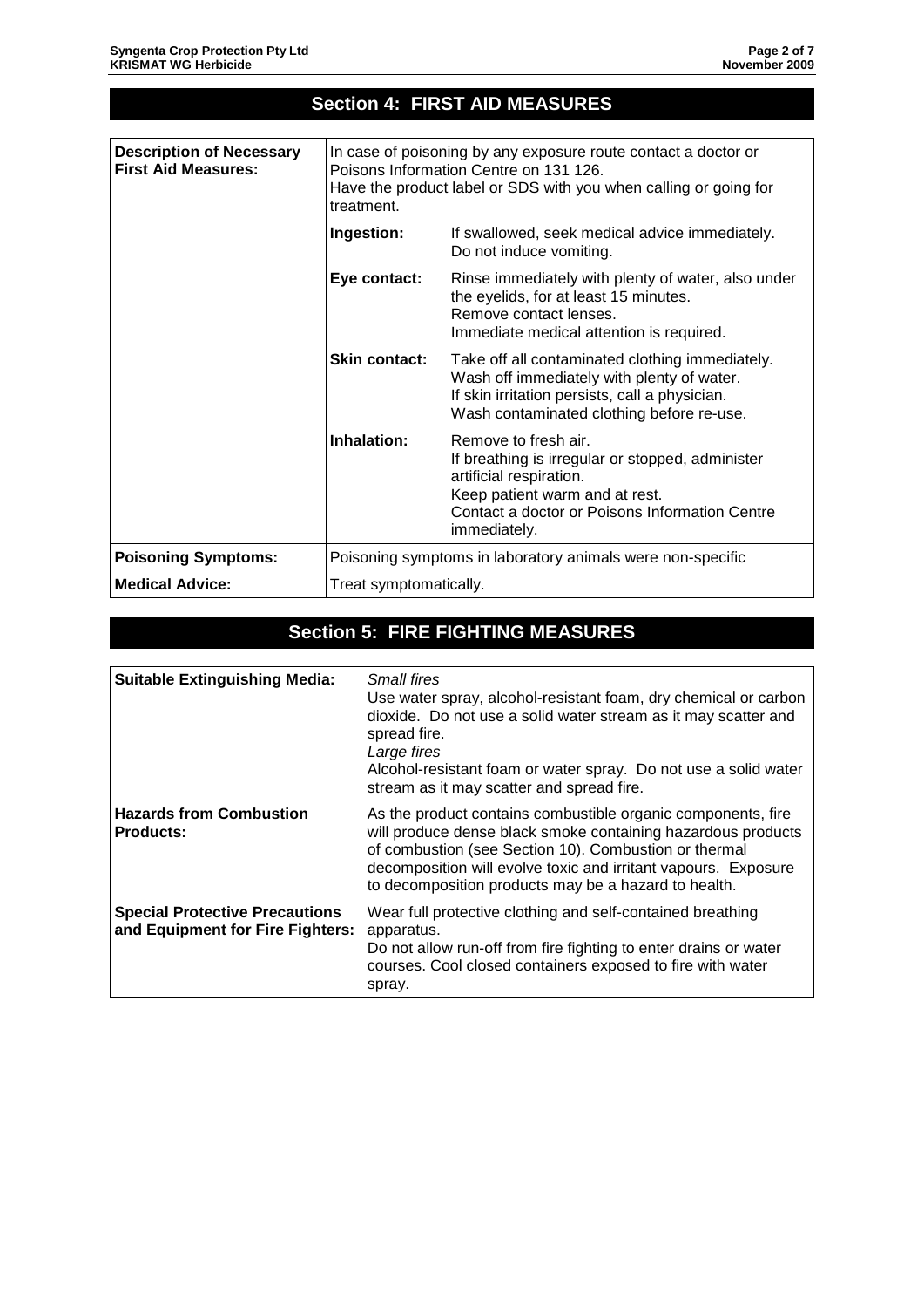## Section 4: FIRST AID MEASURES

| | | |
|---|---|---|
| **Description of Necessary First Aid Measures:** | In case of poisoning by any exposure route contact a doctor or Poisons Information Centre on 131 126.<br>Have the product label or SDS with you when calling or going for treatment. | |
| | **Ingestion:** | If swallowed, seek medical advice immediately.<br>Do not induce vomiting. |
| | **Eye contact:** | Rinse immediately with plenty of water, also under the eyelids, for at least 15 minutes.<br>Remove contact lenses.<br>Immediate medical attention is required. |
| | **Skin contact:** | Take off all contaminated clothing immediately.<br>Wash off immediately with plenty of water.<br>If skin irritation persists, call a physician.<br>Wash contaminated clothing before re-use. |
| | **Inhalation:** | Remove to fresh air.<br>If breathing is irregular or stopped, administer artificial respiration.<br>Keep patient warm and at rest.<br>Contact a doctor or Poisons Information Centre immediately. |
| **Poisoning Symptoms:** | Poisoning symptoms in laboratory animals were non-specific | |
| **Medical Advice:** | Treat symptomatically. | |

## Section 5: FIRE FIGHTING MEASURES

| | |
|---|---|
| **Suitable Extinguishing Media:** | *Small fires*<br>Use water spray, alcohol-resistant foam, dry chemical or carbon dioxide. Do not use a solid water stream as it may scatter and spread fire.<br>*Large fires*<br>Alcohol-resistant foam or water spray. Do not use a solid water stream as it may scatter and spread fire. |
| **Hazards from Combustion Products:** | As the product contains combustible organic components, fire will produce dense black smoke containing hazardous products of combustion (see Section 10). Combustion or thermal decomposition will evolve toxic and irritant vapours. Exposure to decomposition products may be a hazard to health. |
| **Special Protective Precautions and Equipment for Fire Fighters:** | Wear full protective clothing and self-contained breathing apparatus.<br>Do not allow run-off from fire fighting to enter drains or water courses. Cool closed containers exposed to fire with water spray. |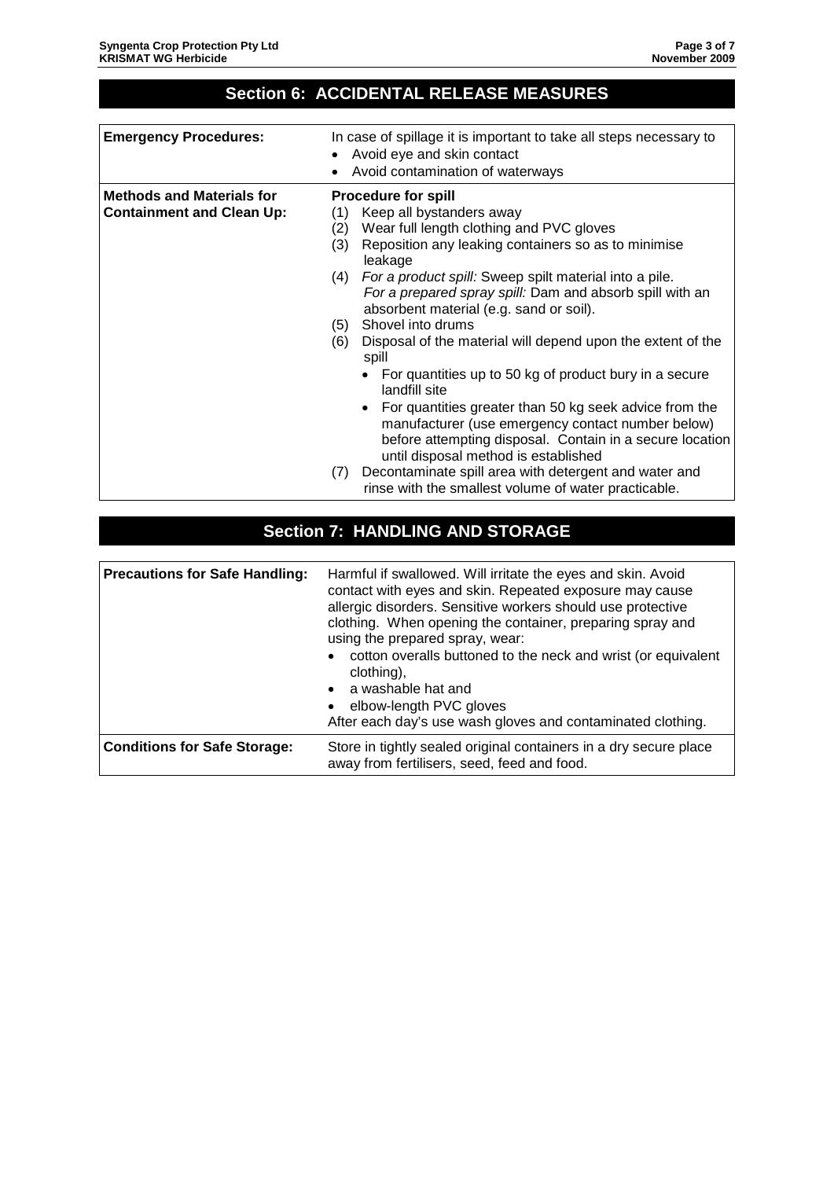## Section 6: ACCIDENTAL RELEASE MEASURES

| | |
|---|---|
| **Emergency Procedures:** | In case of spillage it is important to take all steps necessary to<br>• Avoid eye and skin contact<br>• Avoid contamination of waterways |
| **Methods and Materials for Containment and Clean Up:** | **Procedure for spill**<br>(1) Keep all bystanders away<br>(2) Wear full length clothing and PVC gloves<br>(3) Reposition any leaking containers so as to minimise leakage<br>(4) *For a product spill:* Sweep spilt material into a pile. *For a prepared spray spill:* Dam and absorb spill with an absorbent material (e.g. sand or soil).<br>(5) Shovel into drums<br>(6) Disposal of the material will depend upon the extent of the spill<br>• For quantities up to 50 kg of product bury in a secure landfill site<br>• For quantities greater than 50 kg seek advice from the manufacturer (use emergency contact number below) before attempting disposal. Contain in a secure location until disposal method is established<br>(7) Decontaminate spill area with detergent and water and rinse with the smallest volume of water practicable. |

## Section 7: HANDLING AND STORAGE

| | |
|---|---|
| **Precautions for Safe Handling:** | Harmful if swallowed. Will irritate the eyes and skin. Avoid contact with eyes and skin. Repeated exposure may cause allergic disorders. Sensitive workers should use protective clothing. When opening the container, preparing spray and using the prepared spray, wear:<br>• cotton overalls buttoned to the neck and wrist (or equivalent clothing),<br>• a washable hat and<br>• elbow-length PVC gloves<br>After each day's use wash gloves and contaminated clothing. |
| **Conditions for Safe Storage:** | Store in tightly sealed original containers in a dry secure place away from fertilisers, seed, feed and food. |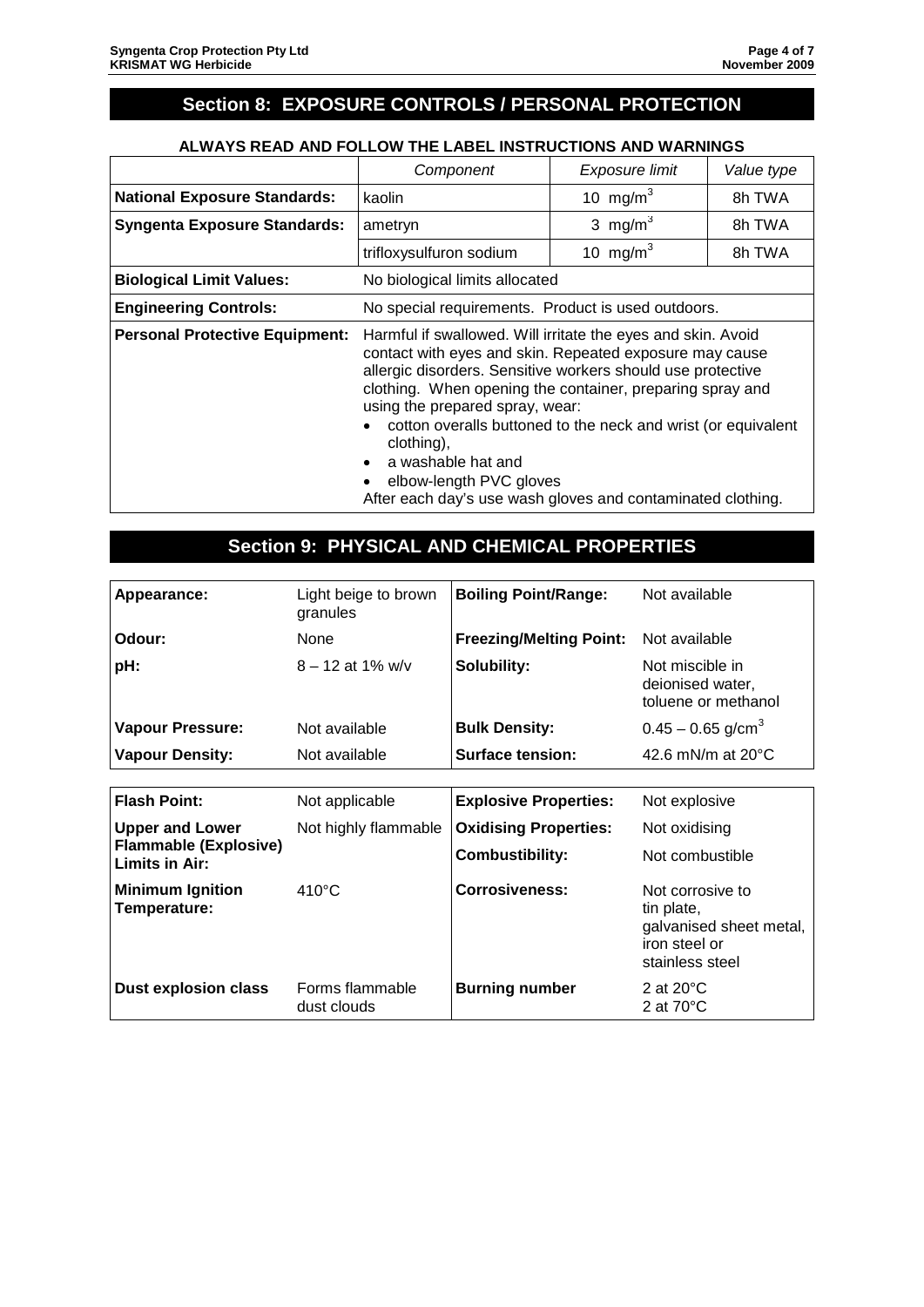## Section 8: EXPOSURE CONTROLS / PERSONAL PROTECTION

**ALWAYS READ AND FOLLOW THE LABEL INSTRUCTIONS AND WARNINGS**

| | *Component* | *Exposure limit* | *Value type* |
|---|---|---|---|
| **National Exposure Standards:** | kaolin | 10 $mg/m^3$ | 8h TWA |
| **Syngenta Exposure Standards:** | ametryn | 3 $mg/m^3$ | 8h TWA |
| | trifloxysulfuron sodium | 10 $mg/m^3$ | 8h TWA |
| **Biological Limit Values:** | No biological limits allocated | | |
| **Engineering Controls:** | No special requirements. Product is used outdoors. | | |
| **Personal Protective Equipment:** | Harmful if swallowed. Will irritate the eyes and skin. Avoid contact with eyes and skin. Repeated exposure may cause allergic disorders. Sensitive workers should use protective clothing. When opening the container, preparing spray and using the prepared spray, wear: • cotton overalls buttoned to the neck and wrist (or equivalent clothing), • a washable hat and • elbow-length PVC gloves After each day's use wash gloves and contaminated clothing. | | |

## Section 9: PHYSICAL AND CHEMICAL PROPERTIES

| | | | |
|---|---|---|---|
| **Appearance:** | Light beige to brown granules | **Boiling Point/Range:** | Not available |
| **Odour:** | None | **Freezing/Melting Point:** | Not available |
| **pH:** | 8 – 12 at 1% w/v | **Solubility:** | Not miscible in deionised water, toluene or methanol |
| **Vapour Pressure:** | Not available | **Bulk Density:** | 0.45 – 0.65 $g/cm^3$ |
| **Vapour Density:** | Not available | **Surface tension:** | 42.6 mN/m at 20°C |

| | | | |
|---|---|---|---|
| **Flash Point:** | Not applicable | **Explosive Properties:** | Not explosive |
| **Upper and Lower Flammable (Explosive) Limits in Air:** | Not highly flammable | **Oxidising Properties:** | Not oxidising |
| | | **Combustibility:** | Not combustible |
| **Minimum Ignition Temperature:** | 410°C | **Corrosiveness:** | Not corrosive to tin plate, galvanised sheet metal, iron steel or stainless steel |
| **Dust explosion class** | Forms flammable dust clouds | **Burning number** | 2 at 20°C 2 at 70°C |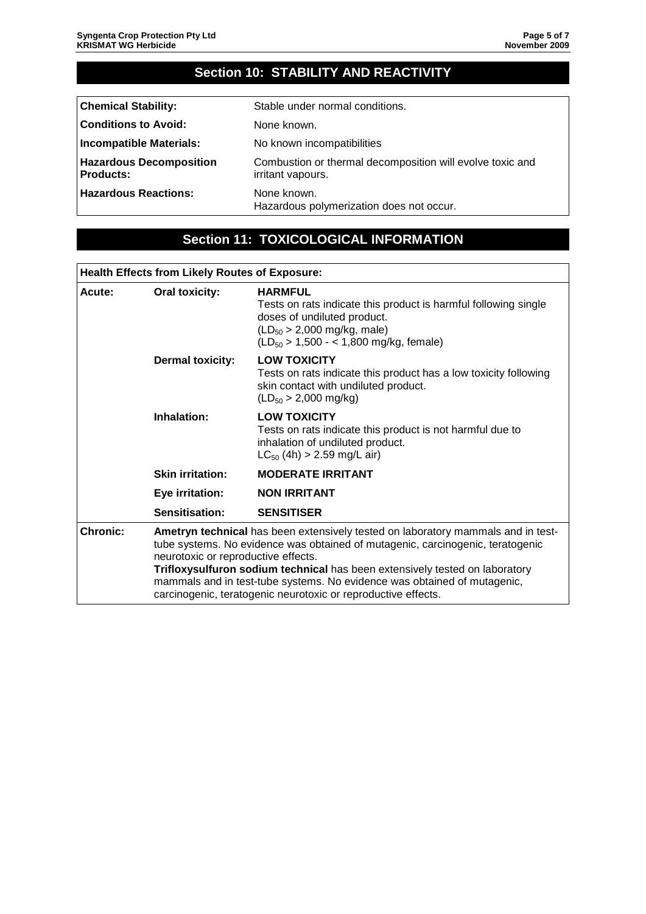## Section 10: STABILITY AND REACTIVITY

| | |
|---|---|
| **Chemical Stability:** | Stable under normal conditions. |
| **Conditions to Avoid:** | None known. |
| **Incompatible Materials:** | No known incompatibilities |
| **Hazardous Decomposition Products:** | Combustion or thermal decomposition will evolve toxic and irritant vapours. |
| **Hazardous Reactions:** | None known.<br>Hazardous polymerization does not occur. |

## Section 11: TOXICOLOGICAL INFORMATION

| **Health Effects from Likely Routes of Exposure:** | | |
|---|---|---|
| **Acute:** | **Oral toxicity:** | **HARMFUL**<br>Tests on rats indicate this product is harmful following single doses of undiluted product.<br>($LD_{50}$ > 2,000 mg/kg, male)<br>($LD_{50}$ > 1,500 - < 1,800 mg/kg, female) |
| | **Dermal toxicity:** | **LOW TOXICITY**<br>Tests on rats indicate this product has a low toxicity following skin contact with undiluted product.<br>($LD_{50}$ > 2,000 mg/kg) |
| | **Inhalation:** | **LOW TOXICITY**<br>Tests on rats indicate this product is not harmful due to inhalation of undiluted product.<br>$LC_{50}$ (4h) > 2.59 mg/L air) |
| | **Skin irritation:** | **MODERATE IRRITANT** |
| | **Eye irritation:** | **NON IRRITANT** |
| | **Sensitisation:** | **SENSITISER** |
| **Chronic:** | **Ametryn technical** has been extensively tested on laboratory mammals and in test-tube systems. No evidence was obtained of mutagenic, carcinogenic, teratogenic neurotoxic or reproductive effects.<br>**Trifloxysulfuron sodium technical** has been extensively tested on laboratory mammals and in test-tube systems. No evidence was obtained of mutagenic, carcinogenic, teratogenic neurotoxic or reproductive effects. | |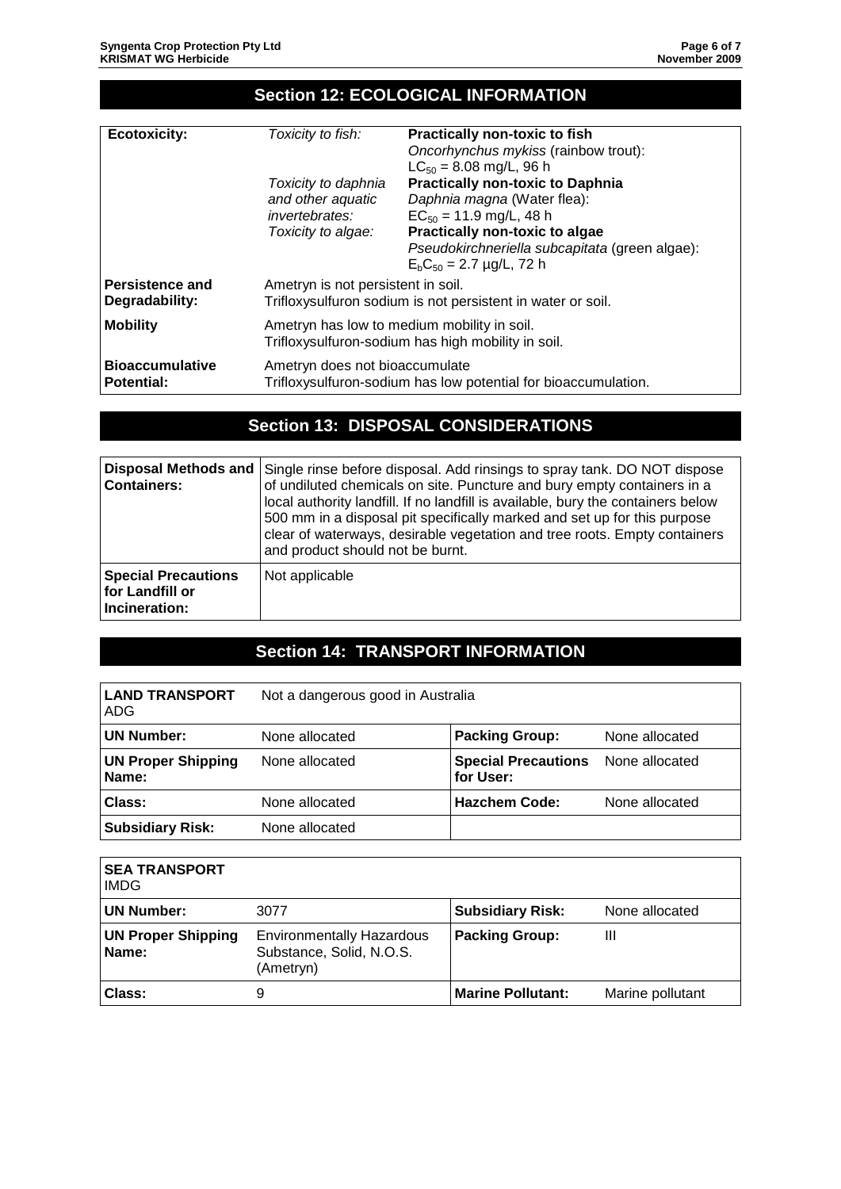## Section 12: ECOLOGICAL INFORMATION

| | | |
|---|---|---|
| **Ecotoxicity:** | *Toxicity to fish:* | **Practically non-toxic to fish**<br>*Oncorhynchus mykiss* (rainbow trout):<br>$LC_{50}$ = 8.08 mg/L, 96 h |
| | *Toxicity to daphnia and other aquatic invertebrates:* | **Practically non-toxic to Daphnia**<br>*Daphnia magna* (Water flea):<br>$EC_{50}$ = 11.9 mg/L, 48 h |
| | *Toxicity to algae:* | **Practically non-toxic to algae**<br>*Pseudokirchneriella subcapitata* (green algae):<br>$E_bC_{50}$ = 2.7 µg/L, 72 h |
| **Persistence and Degradability:** | Ametryn is not persistent in soil.<br>Trifloxysulfuron sodium is not persistent in water or soil. | |
| **Mobility** | Ametryn has low to medium mobility in soil.<br>Trifloxysulfuron-sodium has high mobility in soil. | |
| **Bioaccumulative Potential:** | Ametryn does not bioaccumulate<br>Trifloxysulfuron-sodium has low potential for bioaccumulation. | |

## Section 13: DISPOSAL CONSIDERATIONS

| | |
|---|---|
| **Disposal Methods and Containers:** | Single rinse before disposal. Add rinsings to spray tank. DO NOT dispose of undiluted chemicals on site. Puncture and bury empty containers in a local authority landfill. If no landfill is available, bury the containers below 500 mm in a disposal pit specifically marked and set up for this purpose clear of waterways, desirable vegetation and tree roots. Empty containers and product should not be burnt. |
| **Special Precautions for Landfill or Incineration:** | Not applicable |

## Section 14: TRANSPORT INFORMATION

| **LAND TRANSPORT**<br>ADG | Not a dangerous good in Australia | | |
|---|---|---|---|
| **UN Number:** | None allocated | **Packing Group:** | None allocated |
| **UN Proper Shipping Name:** | None allocated | **Special Precautions for User:** | None allocated |
| **Class:** | None allocated | **Hazchem Code:** | None allocated |
| **Subsidiary Risk:** | None allocated | | |

| **SEA TRANSPORT**<br>IMDG | | | |
|---|---|---|---|
| **UN Number:** | 3077 | **Subsidiary Risk:** | None allocated |
| **UN Proper Shipping Name:** | Environmentally Hazardous Substance, Solid, N.O.S. (Ametryn) | **Packing Group:** | III |
| **Class:** | 9 | **Marine Pollutant:** | Marine pollutant |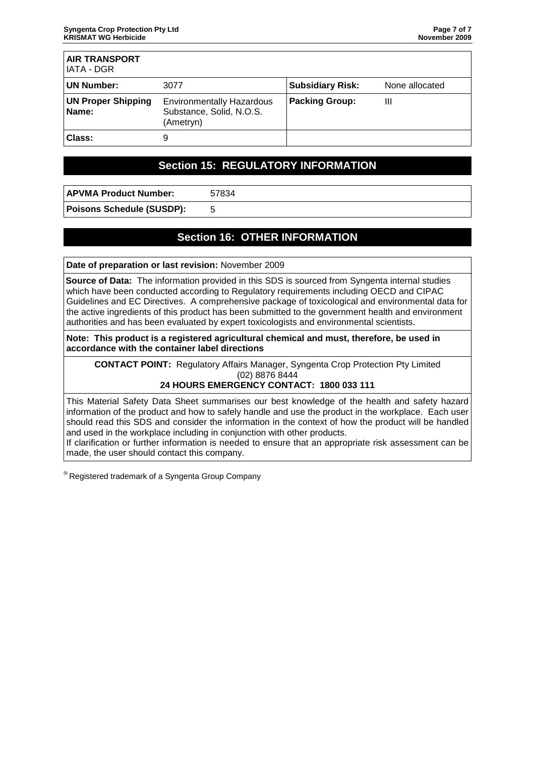**AIR TRANSPORT**
IATA - DGR

| | | | |
|---|---|---|---|
| **UN Number:** | 3077 | **Subsidiary Risk:** | None allocated |
| **UN Proper Shipping Name:** | Environmentally Hazardous Substance, Solid, N.O.S. (Ametryn) | **Packing Group:** | III |
| **Class:** | 9 | | |

## Section 15: REGULATORY INFORMATION

| | |
|---|---|
| **APVMA Product Number:** | 57834 |
| **Poisons Schedule (SUSDP):** | 5 |

## Section 16: OTHER INFORMATION

**Date of preparation or last revision:** November 2009

**Source of Data:** The information provided in this SDS is sourced from Syngenta internal studies which have been conducted according to Regulatory requirements including OECD and CIPAC Guidelines and EC Directives. A comprehensive package of toxicological and environmental data for the active ingredients of this product has been submitted to the government health and environment authorities and has been evaluated by expert toxicologists and environmental scientists.

**Note: This product is a registered agricultural chemical and must, therefore, be used in accordance with the container label directions**

**CONTACT POINT:** Regulatory Affairs Manager, Syngenta Crop Protection Pty Limited
(02) 8876 8444
**24 HOURS EMERGENCY CONTACT: 1800 033 111**

This Material Safety Data Sheet summarises our best knowledge of the health and safety hazard information of the product and how to safely handle and use the product in the workplace. Each user should read this SDS and consider the information in the context of how the product will be handled and used in the workplace including in conjunction with other products.
If clarification or further information is needed to ensure that an appropriate risk assessment can be made, the user should contact this company.

® Registered trademark of a Syngenta Group Company